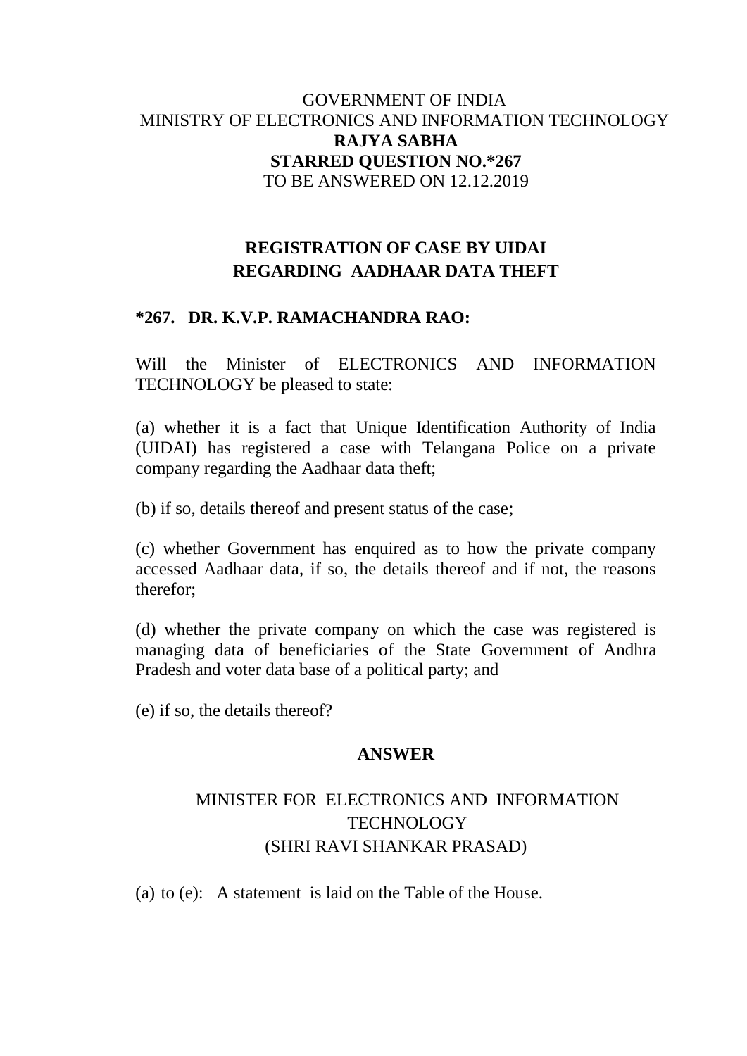GOVERNMENT OF INDIA
MINISTRY OF ELECTRONICS AND INFORMATION TECHNOLOGY
**RAJYA SABHA**
**STARRED QUESTION NO.*267**
TO BE ANSWERED ON 12.12.2019

## REGISTRATION OF CASE BY UIDAI REGARDING AADHAAR DATA THEFT

**\*267. DR. K.V.P. RAMACHANDRA RAO:**

Will the Minister of ELECTRONICS AND INFORMATION TECHNOLOGY be pleased to state:

(a) whether it is a fact that Unique Identification Authority of India (UIDAI) has registered a case with Telangana Police on a private company regarding the Aadhaar data theft;

(b) if so, details thereof and present status of the case;

(c) whether Government has enquired as to how the private company accessed Aadhaar data, if so, the details thereof and if not, the reasons therefor;

(d) whether the private company on which the case was registered is managing data of beneficiaries of the State Government of Andhra Pradesh and voter data base of a political party; and

(e) if so, the details thereof?

**ANSWER**

MINISTER FOR ELECTRONICS AND INFORMATION TECHNOLOGY
(SHRI RAVI SHANKAR PRASAD)

(a) to (e): A statement is laid on the Table of the House.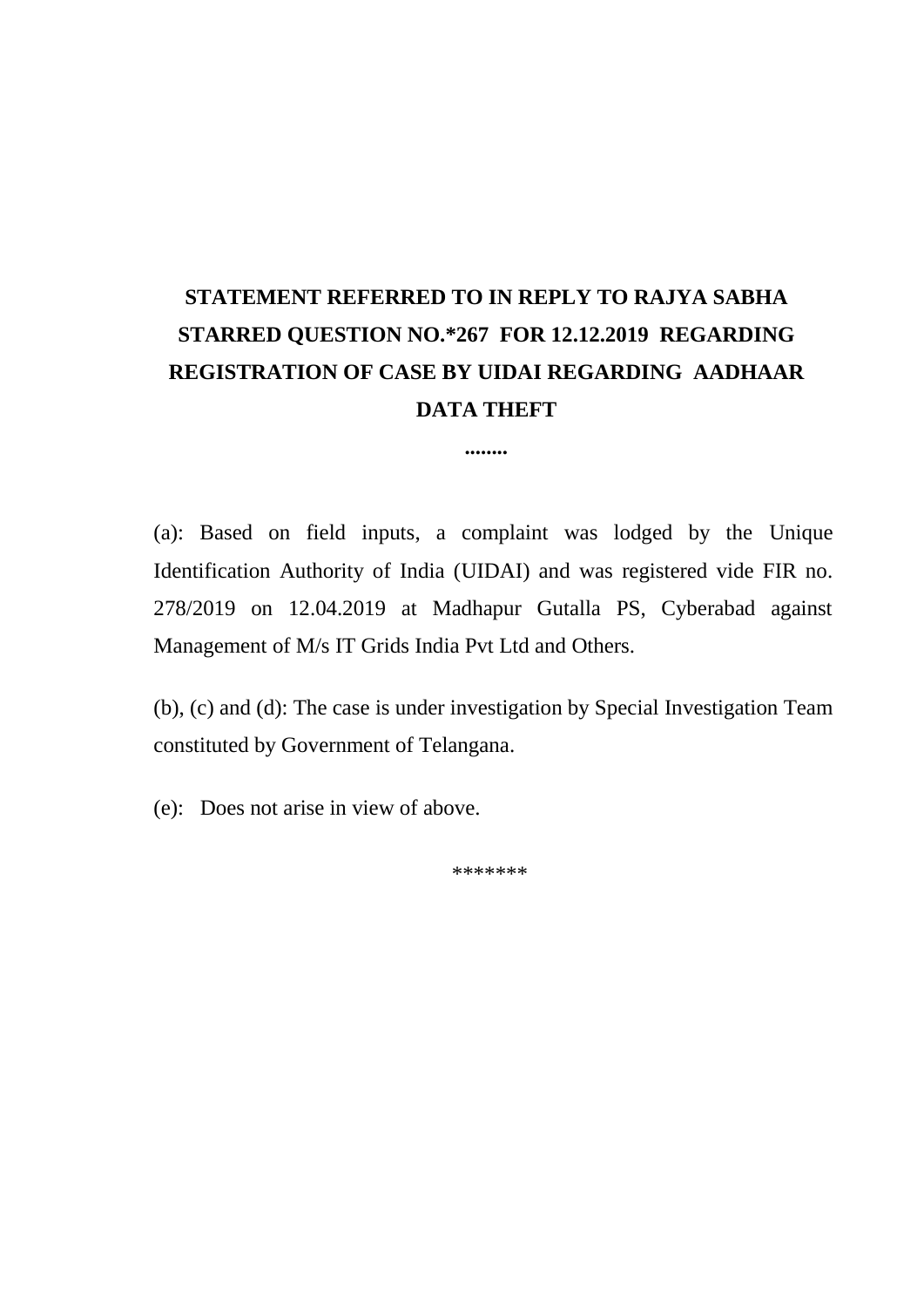**STATEMENT REFERRED TO IN REPLY TO RAJYA SABHA STARRED QUESTION NO.*267 FOR 12.12.2019 REGARDING REGISTRATION OF CASE BY UIDAI REGARDING AADHAAR DATA THEFT**

**........**

(a): Based on field inputs, a complaint was lodged by the Unique Identification Authority of India (UIDAI) and was registered vide FIR no. 278/2019 on 12.04.2019 at Madhapur Gutalla PS, Cyberabad against Management of M/s IT Grids India Pvt Ltd and Others.

(b), (c) and (d): The case is under investigation by Special Investigation Team constituted by Government of Telangana.

(e): Does not arise in view of above.

*******